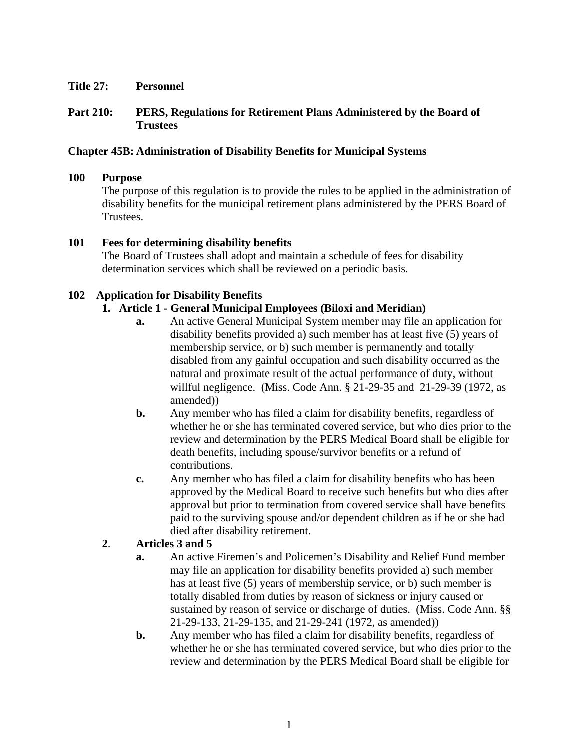**Title 27: Personnel**

**Part 210: PERS, Regulations for Retirement Plans Administered by the Board of Trustees**

**Chapter 45B: Administration of Disability Benefits for Municipal Systems**

**100 Purpose**

The purpose of this regulation is to provide the rules to be applied in the administration of disability benefits for the municipal retirement plans administered by the PERS Board of Trustees.

**101 Fees for determining disability benefits**

The Board of Trustees shall adopt and maintain a schedule of fees for disability determination services which shall be reviewed on a periodic basis.

**102 Application for Disability Benefits**

1. **Article 1 - General Municipal Employees (Biloxi and Meridian)**
   - **a.** An active General Municipal System member may file an application for disability benefits provided a) such member has at least five (5) years of membership service, or b) such member is permanently and totally disabled from any gainful occupation and such disability occurred as the natural and proximate result of the actual performance of duty, without willful negligence. (Miss. Code Ann. § 21-29-35 and 21-29-39 (1972, as amended))
   - **b.** Any member who has filed a claim for disability benefits, regardless of whether he or she has terminated covered service, but who dies prior to the review and determination by the PERS Medical Board shall be eligible for death benefits, including spouse/survivor benefits or a refund of contributions.
   - **c.** Any member who has filed a claim for disability benefits who has been approved by the Medical Board to receive such benefits but who dies after approval but prior to termination from covered service shall have benefits paid to the surviving spouse and/or dependent children as if he or she had died after disability retirement.

2. **Articles 3 and 5**
   - **a.** An active Firemen's and Policemen's Disability and Relief Fund member may file an application for disability benefits provided a) such member has at least five (5) years of membership service, or b) such member is totally disabled from duties by reason of sickness or injury caused or sustained by reason of service or discharge of duties. (Miss. Code Ann. §§ 21-29-133, 21-29-135, and 21-29-241 (1972, as amended))
   - **b.** Any member who has filed a claim for disability benefits, regardless of whether he or she has terminated covered service, but who dies prior to the review and determination by the PERS Medical Board shall be eligible for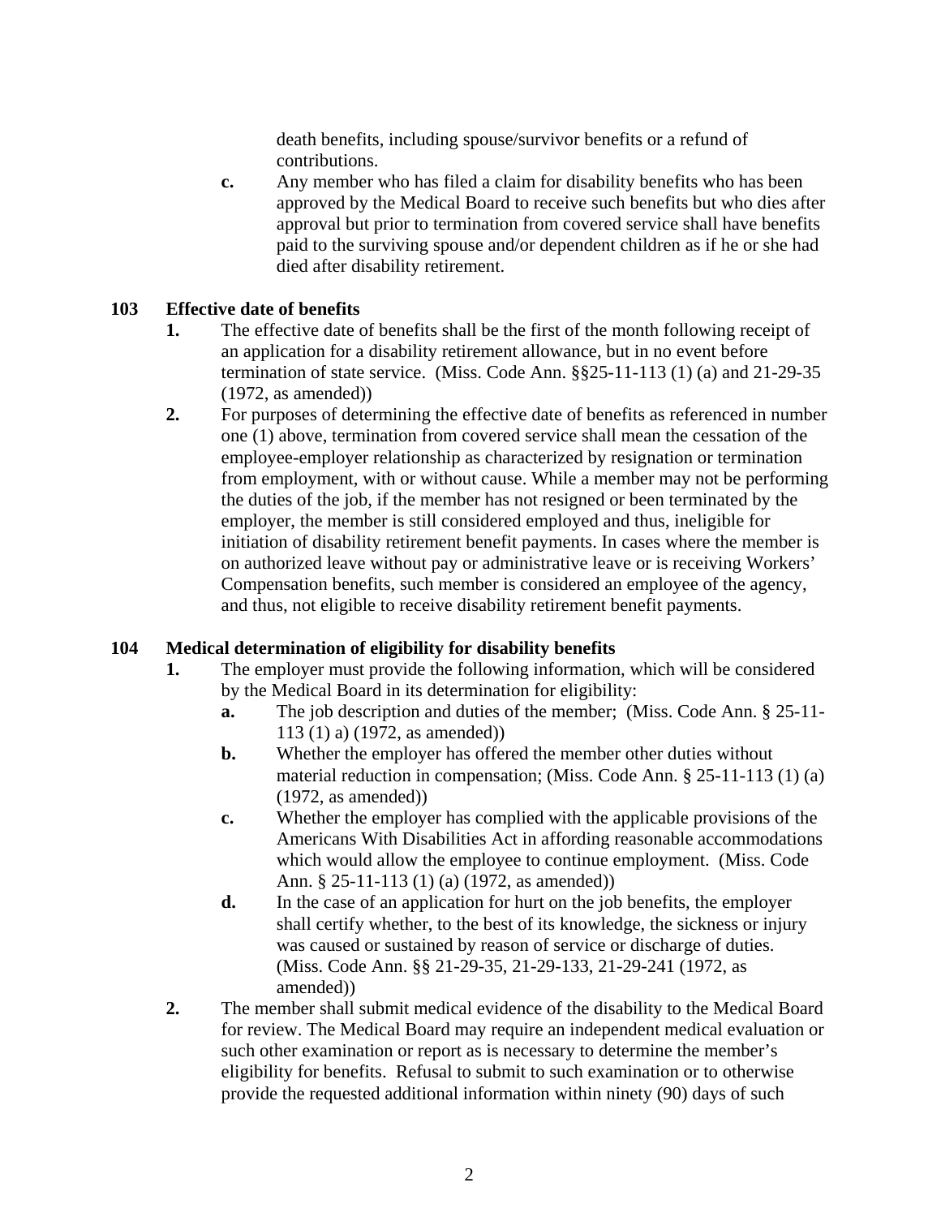death benefits, including spouse/survivor benefits or a refund of contributions.

**c.** Any member who has filed a claim for disability benefits who has been approved by the Medical Board to receive such benefits but who dies after approval but prior to termination from covered service shall have benefits paid to the surviving spouse and/or dependent children as if he or she had died after disability retirement.

### 103 Effective date of benefits

**1.** The effective date of benefits shall be the first of the month following receipt of an application for a disability retirement allowance, but in no event before termination of state service. (Miss. Code Ann. §§25-11-113 (1) (a) and 21-29-35 (1972, as amended))

**2.** For purposes of determining the effective date of benefits as referenced in number one (1) above, termination from covered service shall mean the cessation of the employee-employer relationship as characterized by resignation or termination from employment, with or without cause. While a member may not be performing the duties of the job, if the member has not resigned or been terminated by the employer, the member is still considered employed and thus, ineligible for initiation of disability retirement benefit payments. In cases where the member is on authorized leave without pay or administrative leave or is receiving Workers' Compensation benefits, such member is considered an employee of the agency, and thus, not eligible to receive disability retirement benefit payments.

### 104 Medical determination of eligibility for disability benefits

**1.** The employer must provide the following information, which will be considered by the Medical Board in its determination for eligibility:

- **a.** The job description and duties of the member; (Miss. Code Ann. § 25-11-113 (1) a) (1972, as amended))
- **b.** Whether the employer has offered the member other duties without material reduction in compensation; (Miss. Code Ann. § 25-11-113 (1) (a) (1972, as amended))
- **c.** Whether the employer has complied with the applicable provisions of the Americans With Disabilities Act in affording reasonable accommodations which would allow the employee to continue employment. (Miss. Code Ann. § 25-11-113 (1) (a) (1972, as amended))
- **d.** In the case of an application for hurt on the job benefits, the employer shall certify whether, to the best of its knowledge, the sickness or injury was caused or sustained by reason of service or discharge of duties. (Miss. Code Ann. §§ 21-29-35, 21-29-133, 21-29-241 (1972, as amended))

**2.** The member shall submit medical evidence of the disability to the Medical Board for review. The Medical Board may require an independent medical evaluation or such other examination or report as is necessary to determine the member's eligibility for benefits. Refusal to submit to such examination or to otherwise provide the requested additional information within ninety (90) days of such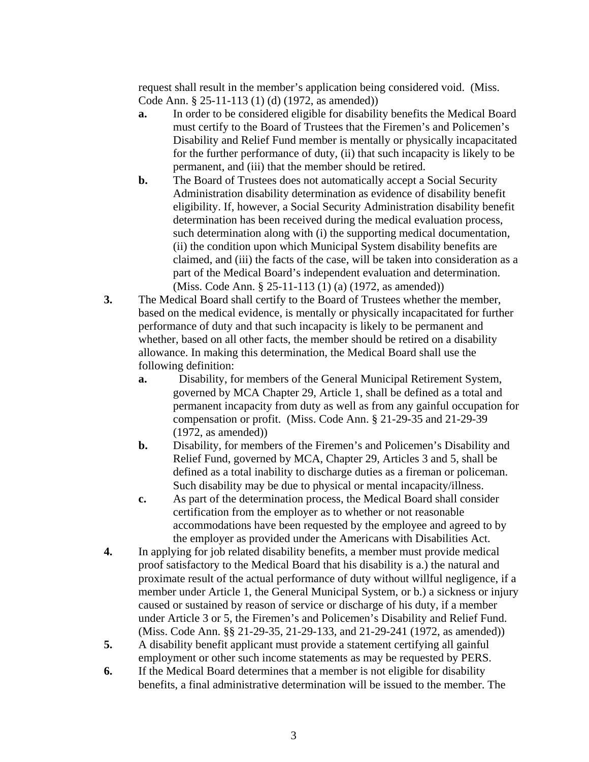request shall result in the member's application being considered void. (Miss. Code Ann. § 25-11-113 (1) (d) (1972, as amended))

- **a.** In order to be considered eligible for disability benefits the Medical Board must certify to the Board of Trustees that the Firemen's and Policemen's Disability and Relief Fund member is mentally or physically incapacitated for the further performance of duty, (ii) that such incapacity is likely to be permanent, and (iii) that the member should be retired.
- **b.** The Board of Trustees does not automatically accept a Social Security Administration disability determination as evidence of disability benefit eligibility. If, however, a Social Security Administration disability benefit determination has been received during the medical evaluation process, such determination along with (i) the supporting medical documentation, (ii) the condition upon which Municipal System disability benefits are claimed, and (iii) the facts of the case, will be taken into consideration as a part of the Medical Board's independent evaluation and determination. (Miss. Code Ann. § 25-11-113 (1) (a) (1972, as amended))

**3.** The Medical Board shall certify to the Board of Trustees whether the member, based on the medical evidence, is mentally or physically incapacitated for further performance of duty and that such incapacity is likely to be permanent and whether, based on all other facts, the member should be retired on a disability allowance. In making this determination, the Medical Board shall use the following definition:

- **a.** Disability, for members of the General Municipal Retirement System, governed by MCA Chapter 29, Article 1, shall be defined as a total and permanent incapacity from duty as well as from any gainful occupation for compensation or profit. (Miss. Code Ann. § 21-29-35 and 21-29-39 (1972, as amended))
- **b.** Disability, for members of the Firemen's and Policemen's Disability and Relief Fund, governed by MCA, Chapter 29, Articles 3 and 5, shall be defined as a total inability to discharge duties as a fireman or policeman. Such disability may be due to physical or mental incapacity/illness.
- **c.** As part of the determination process, the Medical Board shall consider certification from the employer as to whether or not reasonable accommodations have been requested by the employee and agreed to by the employer as provided under the Americans with Disabilities Act.

**4.** In applying for job related disability benefits, a member must provide medical proof satisfactory to the Medical Board that his disability is a.) the natural and proximate result of the actual performance of duty without willful negligence, if a member under Article 1, the General Municipal System, or b.) a sickness or injury caused or sustained by reason of service or discharge of his duty, if a member under Article 3 or 5, the Firemen's and Policemen's Disability and Relief Fund. (Miss. Code Ann. §§ 21-29-35, 21-29-133, and 21-29-241 (1972, as amended))

**5.** A disability benefit applicant must provide a statement certifying all gainful employment or other such income statements as may be requested by PERS.

**6.** If the Medical Board determines that a member is not eligible for disability benefits, a final administrative determination will be issued to the member. The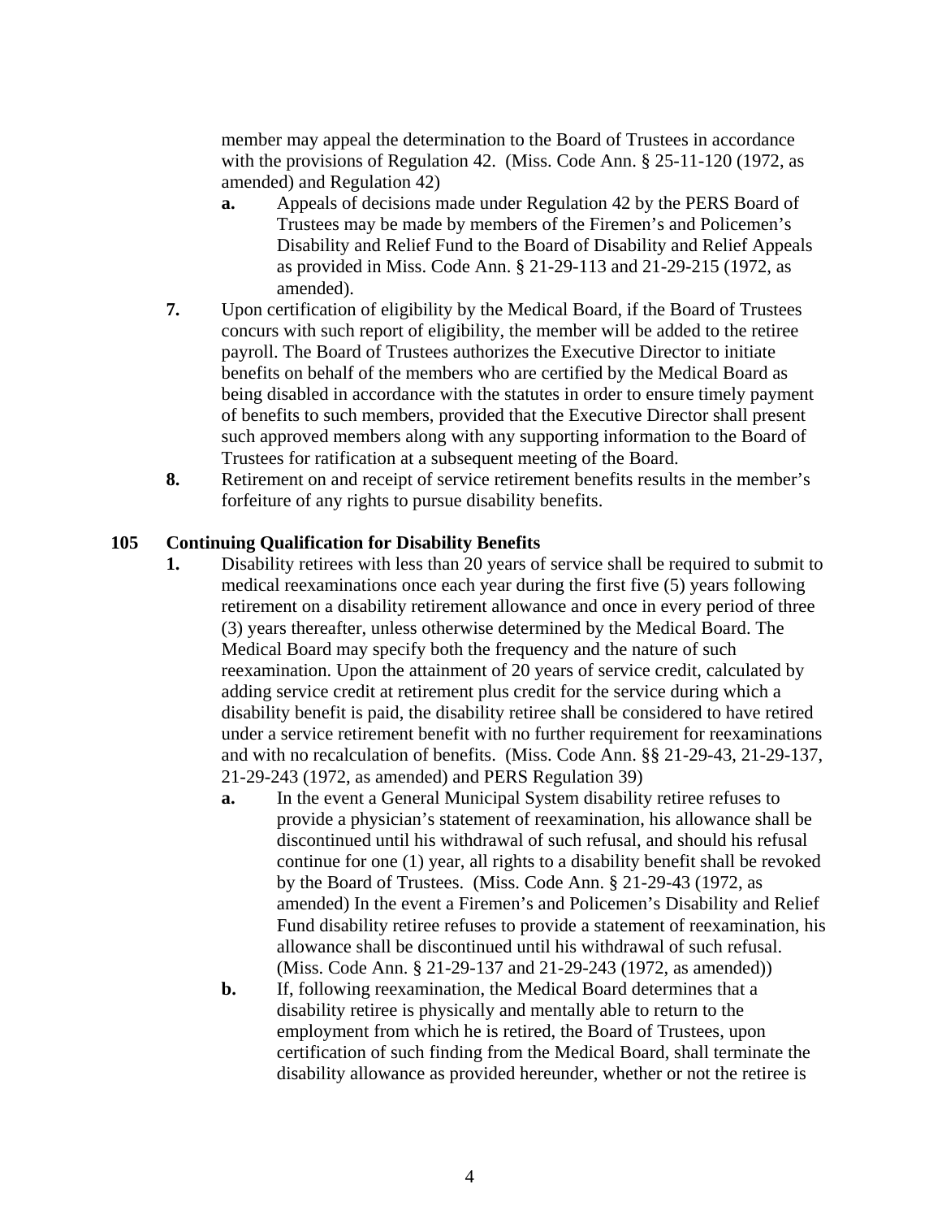member may appeal the determination to the Board of Trustees in accordance with the provisions of Regulation 42. (Miss. Code Ann. § 25-11-120 (1972, as amended) and Regulation 42)

   - **a.** Appeals of decisions made under Regulation 42 by the PERS Board of Trustees may be made by members of the Firemen's and Policemen's Disability and Relief Fund to the Board of Disability and Relief Appeals as provided in Miss. Code Ann. § 21-29-113 and 21-29-215 (1972, as amended).

**7.** Upon certification of eligibility by the Medical Board, if the Board of Trustees concurs with such report of eligibility, the member will be added to the retiree payroll. The Board of Trustees authorizes the Executive Director to initiate benefits on behalf of the members who are certified by the Medical Board as being disabled in accordance with the statutes in order to ensure timely payment of benefits to such members, provided that the Executive Director shall present such approved members along with any supporting information to the Board of Trustees for ratification at a subsequent meeting of the Board.

**8.** Retirement on and receipt of service retirement benefits results in the member's forfeiture of any rights to pursue disability benefits.

## 105 Continuing Qualification for Disability Benefits

**1.** Disability retirees with less than 20 years of service shall be required to submit to medical reexaminations once each year during the first five (5) years following retirement on a disability retirement allowance and once in every period of three (3) years thereafter, unless otherwise determined by the Medical Board. The Medical Board may specify both the frequency and the nature of such reexamination. Upon the attainment of 20 years of service credit, calculated by adding service credit at retirement plus credit for the service during which a disability benefit is paid, the disability retiree shall be considered to have retired under a service retirement benefit with no further requirement for reexaminations and with no recalculation of benefits. (Miss. Code Ann. §§ 21-29-43, 21-29-137, 21-29-243 (1972, as amended) and PERS Regulation 39)

   - **a.** In the event a General Municipal System disability retiree refuses to provide a physician's statement of reexamination, his allowance shall be discontinued until his withdrawal of such refusal, and should his refusal continue for one (1) year, all rights to a disability benefit shall be revoked by the Board of Trustees. (Miss. Code Ann. § 21-29-43 (1972, as amended) In the event a Firemen's and Policemen's Disability and Relief Fund disability retiree refuses to provide a statement of reexamination, his allowance shall be discontinued until his withdrawal of such refusal. (Miss. Code Ann. § 21-29-137 and 21-29-243 (1972, as amended))
   - **b.** If, following reexamination, the Medical Board determines that a disability retiree is physically and mentally able to return to the employment from which he is retired, the Board of Trustees, upon certification of such finding from the Medical Board, shall terminate the disability allowance as provided hereunder, whether or not the retiree is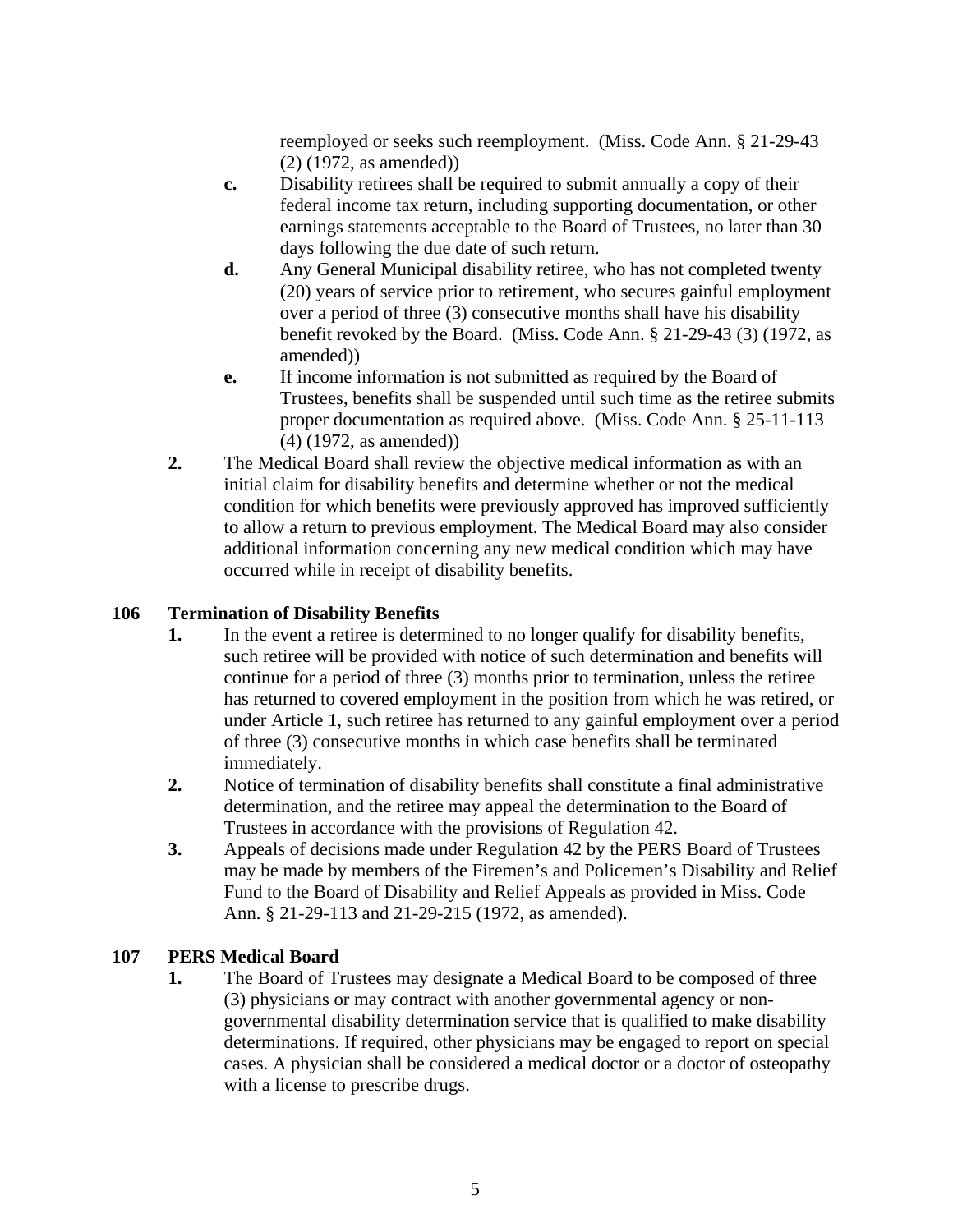reemployed or seeks such reemployment. (Miss. Code Ann. § 21-29-43 (2) (1972, as amended))

   **c.** Disability retirees shall be required to submit annually a copy of their federal income tax return, including supporting documentation, or other earnings statements acceptable to the Board of Trustees, no later than 30 days following the due date of such return.

   **d.** Any General Municipal disability retiree, who has not completed twenty (20) years of service prior to retirement, who secures gainful employment over a period of three (3) consecutive months shall have his disability benefit revoked by the Board. (Miss. Code Ann. § 21-29-43 (3) (1972, as amended))

   **e.** If income information is not submitted as required by the Board of Trustees, benefits shall be suspended until such time as the retiree submits proper documentation as required above. (Miss. Code Ann. § 25-11-113 (4) (1972, as amended))

**2.** The Medical Board shall review the objective medical information as with an initial claim for disability benefits and determine whether or not the medical condition for which benefits were previously approved has improved sufficiently to allow a return to previous employment. The Medical Board may also consider additional information concerning any new medical condition which may have occurred while in receipt of disability benefits.

## 106 Termination of Disability Benefits

**1.** In the event a retiree is determined to no longer qualify for disability benefits, such retiree will be provided with notice of such determination and benefits will continue for a period of three (3) months prior to termination, unless the retiree has returned to covered employment in the position from which he was retired, or under Article 1, such retiree has returned to any gainful employment over a period of three (3) consecutive months in which case benefits shall be terminated immediately.

**2.** Notice of termination of disability benefits shall constitute a final administrative determination, and the retiree may appeal the determination to the Board of Trustees in accordance with the provisions of Regulation 42.

**3.** Appeals of decisions made under Regulation 42 by the PERS Board of Trustees may be made by members of the Firemen's and Policemen's Disability and Relief Fund to the Board of Disability and Relief Appeals as provided in Miss. Code Ann. § 21-29-113 and 21-29-215 (1972, as amended).

## 107 PERS Medical Board

**1.** The Board of Trustees may designate a Medical Board to be composed of three (3) physicians or may contract with another governmental agency or non-governmental disability determination service that is qualified to make disability determinations. If required, other physicians may be engaged to report on special cases. A physician shall be considered a medical doctor or a doctor of osteopathy with a license to prescribe drugs.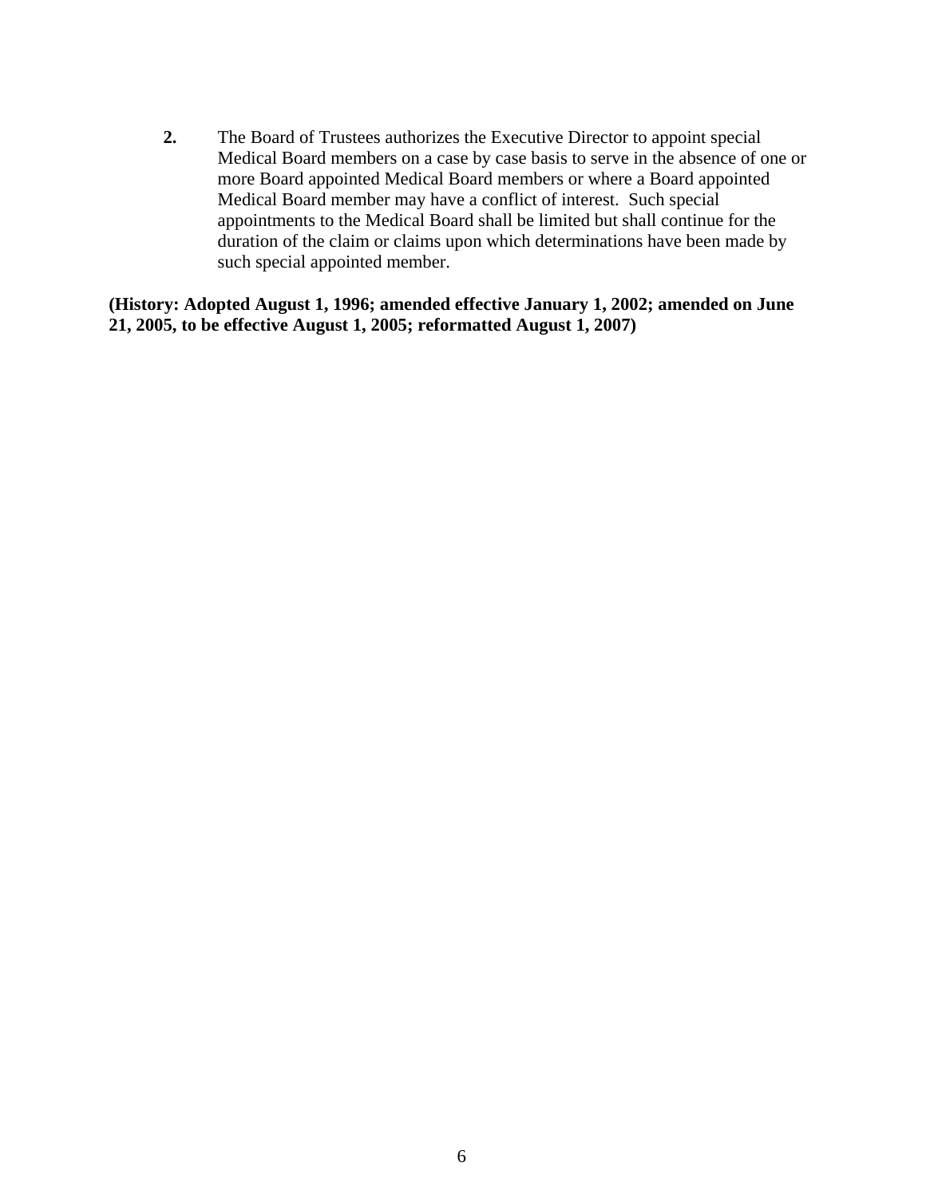**2.** The Board of Trustees authorizes the Executive Director to appoint special Medical Board members on a case by case basis to serve in the absence of one or more Board appointed Medical Board members or where a Board appointed Medical Board member may have a conflict of interest. Such special appointments to the Medical Board shall be limited but shall continue for the duration of the claim or claims upon which determinations have been made by such special appointed member.

**(History: Adopted August 1, 1996; amended effective January 1, 2002; amended on June 21, 2005, to be effective August 1, 2005; reformatted August 1, 2007)**